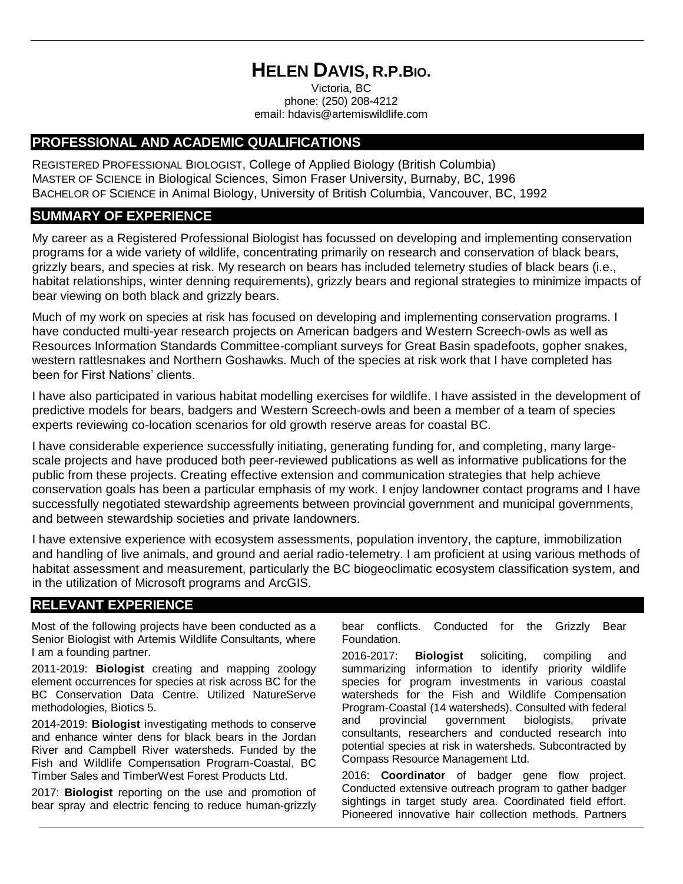# Helen Davis, R.P.Bio.

Victoria, BC
phone: (250) 208-4212
email: hdavis@artemiswildlife.com

## PROFESSIONAL AND ACADEMIC QUALIFICATIONS

REGISTERED PROFESSIONAL BIOLOGIST, College of Applied Biology (British Columbia)
MASTER OF SCIENCE in Biological Sciences, Simon Fraser University, Burnaby, BC, 1996
BACHELOR OF SCIENCE in Animal Biology, University of British Columbia, Vancouver, BC, 1992

## SUMMARY OF EXPERIENCE

My career as a Registered Professional Biologist has focussed on developing and implementing conservation programs for a wide variety of wildlife, concentrating primarily on research and conservation of black bears, grizzly bears, and species at risk. My research on bears has included telemetry studies of black bears (i.e., habitat relationships, winter denning requirements), grizzly bears and regional strategies to minimize impacts of bear viewing on both black and grizzly bears.

Much of my work on species at risk has focused on developing and implementing conservation programs. I have conducted multi-year research projects on American badgers and Western Screech-owls as well as Resources Information Standards Committee-compliant surveys for Great Basin spadefoots, gopher snakes, western rattlesnakes and Northern Goshawks. Much of the species at risk work that I have completed has been for First Nations' clients.

I have also participated in various habitat modelling exercises for wildlife. I have assisted in the development of predictive models for bears, badgers and Western Screech-owls and been a member of a team of species experts reviewing co-location scenarios for old growth reserve areas for coastal BC.

I have considerable experience successfully initiating, generating funding for, and completing, many large-scale projects and have produced both peer-reviewed publications as well as informative publications for the public from these projects. Creating effective extension and communication strategies that help achieve conservation goals has been a particular emphasis of my work. I enjoy landowner contact programs and I have successfully negotiated stewardship agreements between provincial government and municipal governments, and between stewardship societies and private landowners.

I have extensive experience with ecosystem assessments, population inventory, the capture, immobilization and handling of live animals, and ground and aerial radio-telemetry. I am proficient at using various methods of habitat assessment and measurement, particularly the BC biogeoclimatic ecosystem classification system, and in the utilization of Microsoft programs and ArcGIS.

## RELEVANT EXPERIENCE

Most of the following projects have been conducted as a Senior Biologist with Artemis Wildlife Consultants, where I am a founding partner.

2011-2019: **Biologist** creating and mapping zoology element occurrences for species at risk across BC for the BC Conservation Data Centre. Utilized NatureServe methodologies, Biotics 5.

2014-2019: **Biologist** investigating methods to conserve and enhance winter dens for black bears in the Jordan River and Campbell River watersheds. Funded by the Fish and Wildlife Compensation Program-Coastal, BC Timber Sales and TimberWest Forest Products Ltd.

2017: **Biologist** reporting on the use and promotion of bear spray and electric fencing to reduce human-grizzly bear conflicts. Conducted for the Grizzly Bear Foundation.

2016-2017: **Biologist** soliciting, compiling and summarizing information to identify priority wildlife species for program investments in various coastal watersheds for the Fish and Wildlife Compensation Program-Coastal (14 watersheds). Consulted with federal and provincial government biologists, private consultants, researchers and conducted research into potential species at risk in watersheds. Subcontracted by Compass Resource Management Ltd.

2016: **Coordinator** of badger gene flow project. Conducted extensive outreach program to gather badger sightings in target study area. Coordinated field effort. Pioneered innovative hair collection methods. Partners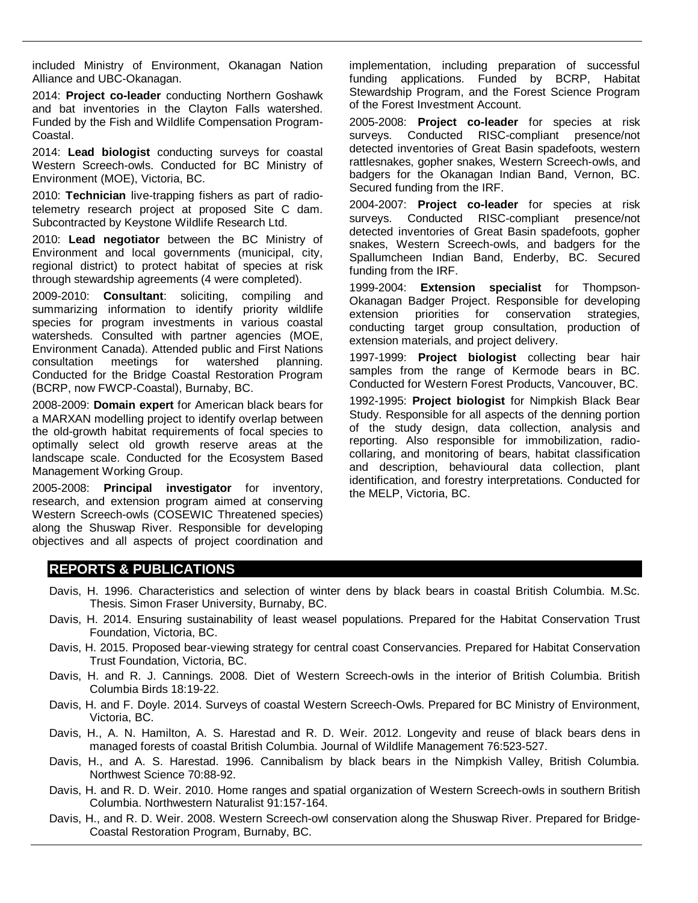included Ministry of Environment, Okanagan Nation Alliance and UBC-Okanagan.

2014: **Project co-leader** conducting Northern Goshawk and bat inventories in the Clayton Falls watershed. Funded by the Fish and Wildlife Compensation Program-Coastal.

2014: **Lead biologist** conducting surveys for coastal Western Screech-owls. Conducted for BC Ministry of Environment (MOE), Victoria, BC.

2010: **Technician** live-trapping fishers as part of radio-telemetry research project at proposed Site C dam. Subcontracted by Keystone Wildlife Research Ltd.

2010: **Lead negotiator** between the BC Ministry of Environment and local governments (municipal, city, regional district) to protect habitat of species at risk through stewardship agreements (4 were completed).

2009-2010: **Consultant**: soliciting, compiling and summarizing information to identify priority wildlife species for program investments in various coastal watersheds. Consulted with partner agencies (MOE, Environment Canada). Attended public and First Nations consultation meetings for watershed planning. Conducted for the Bridge Coastal Restoration Program (BCRP, now FWCP-Coastal), Burnaby, BC.

2008-2009: **Domain expert** for American black bears for a MARXAN modelling project to identify overlap between the old-growth habitat requirements of focal species to optimally select old growth reserve areas at the landscape scale. Conducted for the Ecosystem Based Management Working Group.

2005-2008: **Principal investigator** for inventory, research, and extension program aimed at conserving Western Screech-owls (COSEWIC Threatened species) along the Shuswap River. Responsible for developing objectives and all aspects of project coordination and implementation, including preparation of successful funding applications. Funded by BCRP, Habitat Stewardship Program, and the Forest Science Program of the Forest Investment Account.

2005-2008: **Project co-leader** for species at risk surveys. Conducted RISC-compliant presence/not detected inventories of Great Basin spadefoots, western rattlesnakes, gopher snakes, Western Screech-owls, and badgers for the Okanagan Indian Band, Vernon, BC. Secured funding from the IRF.

2004-2007: **Project co-leader** for species at risk surveys. Conducted RISC-compliant presence/not detected inventories of Great Basin spadefoots, gopher snakes, Western Screech-owls, and badgers for the Spallumcheen Indian Band, Enderby, BC. Secured funding from the IRF.

1999-2004: **Extension specialist** for Thompson-Okanagan Badger Project. Responsible for developing extension priorities for conservation strategies, conducting target group consultation, production of extension materials, and project delivery.

1997-1999: **Project biologist** collecting bear hair samples from the range of Kermode bears in BC. Conducted for Western Forest Products, Vancouver, BC.

1992-1995: **Project biologist** for Nimpkish Black Bear Study. Responsible for all aspects of the denning portion of the study design, data collection, analysis and reporting. Also responsible for immobilization, radio-collaring, and monitoring of bears, habitat classification and description, behavioural data collection, plant identification, and forestry interpretations. Conducted for the MELP, Victoria, BC.

## REPORTS & PUBLICATIONS

Davis, H. 1996. Characteristics and selection of winter dens by black bears in coastal British Columbia. M.Sc. Thesis. Simon Fraser University, Burnaby, BC.

Davis, H. 2014. Ensuring sustainability of least weasel populations. Prepared for the Habitat Conservation Trust Foundation, Victoria, BC.

Davis, H. 2015. Proposed bear-viewing strategy for central coast Conservancies. Prepared for Habitat Conservation Trust Foundation, Victoria, BC.

Davis, H. and R. J. Cannings. 2008. Diet of Western Screech-owls in the interior of British Columbia. British Columbia Birds 18:19-22.

Davis, H. and F. Doyle. 2014. Surveys of coastal Western Screech-Owls. Prepared for BC Ministry of Environment, Victoria, BC.

Davis, H., A. N. Hamilton, A. S. Harestad and R. D. Weir. 2012. Longevity and reuse of black bears dens in managed forests of coastal British Columbia. Journal of Wildlife Management 76:523-527.

Davis, H., and A. S. Harestad. 1996. Cannibalism by black bears in the Nimpkish Valley, British Columbia. Northwest Science 70:88-92.

Davis, H. and R. D. Weir. 2010. Home ranges and spatial organization of Western Screech-owls in southern British Columbia. Northwestern Naturalist 91:157-164.

Davis, H., and R. D. Weir. 2008. Western Screech-owl conservation along the Shuswap River. Prepared for Bridge-Coastal Restoration Program, Burnaby, BC.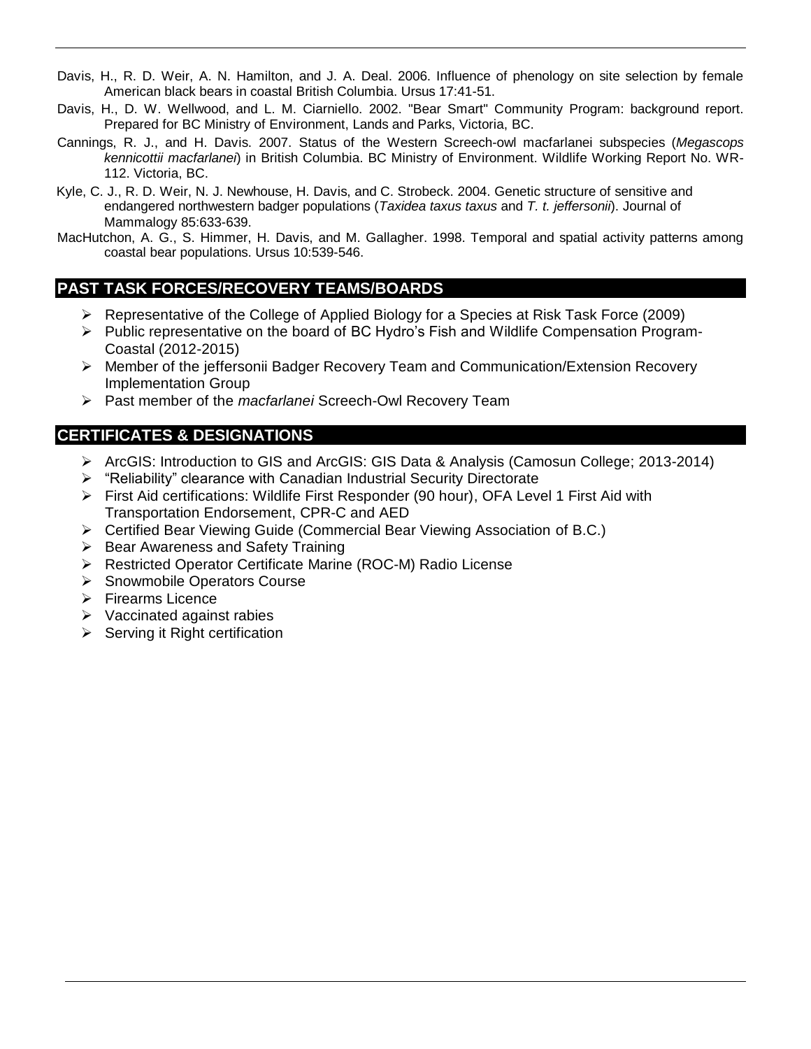Davis, H., R. D. Weir, A. N. Hamilton, and J. A. Deal. 2006. Influence of phenology on site selection by female American black bears in coastal British Columbia. Ursus 17:41-51.

Davis, H., D. W. Wellwood, and L. M. Ciarniello. 2002. "Bear Smart" Community Program: background report. Prepared for BC Ministry of Environment, Lands and Parks, Victoria, BC.

Cannings, R. J., and H. Davis. 2007. Status of the Western Screech-owl macfarlanei subspecies (*Megascops kennicottii macfarlanei*) in British Columbia. BC Ministry of Environment. Wildlife Working Report No. WR-112. Victoria, BC.

Kyle, C. J., R. D. Weir, N. J. Newhouse, H. Davis, and C. Strobeck. 2004. Genetic structure of sensitive and endangered northwestern badger populations (*Taxidea taxus taxus* and *T. t. jeffersonii*). Journal of Mammalogy 85:633-639.

MacHutchon, A. G., S. Himmer, H. Davis, and M. Gallagher. 1998. Temporal and spatial activity patterns among coastal bear populations. Ursus 10:539-546.

## PAST TASK FORCES/RECOVERY TEAMS/BOARDS

- Representative of the College of Applied Biology for a Species at Risk Task Force (2009)
- Public representative on the board of BC Hydro's Fish and Wildlife Compensation Program-Coastal (2012-2015)
- Member of the jeffersonii Badger Recovery Team and Communication/Extension Recovery Implementation Group
- Past member of the *macfarlanei* Screech-Owl Recovery Team

## CERTIFICATES & DESIGNATIONS

- ArcGIS: Introduction to GIS and ArcGIS: GIS Data & Analysis (Camosun College; 2013-2014)
- "Reliability" clearance with Canadian Industrial Security Directorate
- First Aid certifications: Wildlife First Responder (90 hour), OFA Level 1 First Aid with Transportation Endorsement, CPR-C and AED
- Certified Bear Viewing Guide (Commercial Bear Viewing Association of B.C.)
- Bear Awareness and Safety Training
- Restricted Operator Certificate Marine (ROC-M) Radio License
- Snowmobile Operators Course
- Firearms Licence
- Vaccinated against rabies
- Serving it Right certification